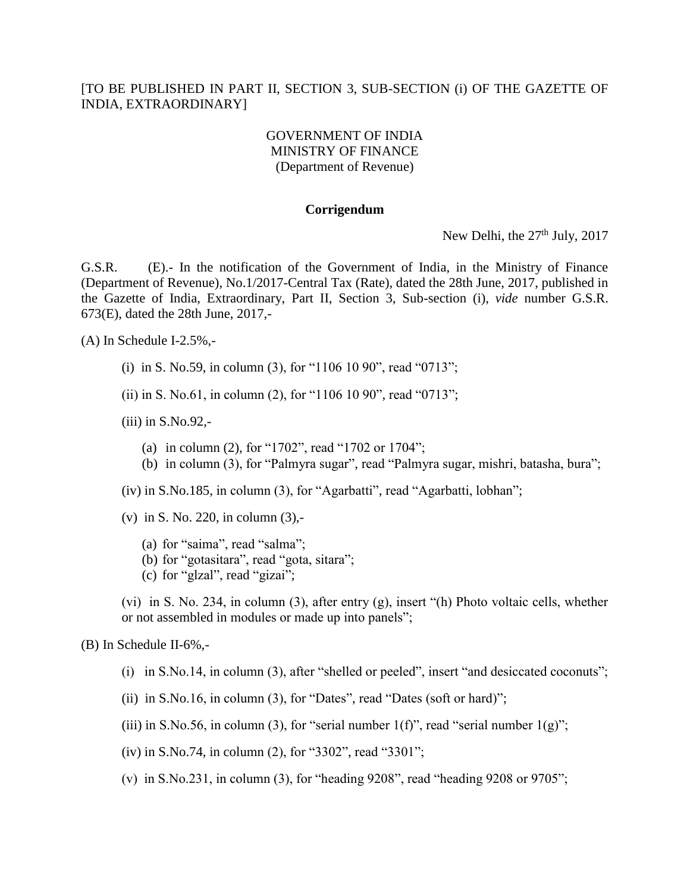[TO BE PUBLISHED IN PART II, SECTION 3, SUB-SECTION (i) OF THE GAZETTE OF INDIA, EXTRAORDINARY]

GOVERNMENT OF INDIA
MINISTRY OF FINANCE
(Department of Revenue)

**Corrigendum**

New Delhi, the 27th July, 2017

G.S.R. (E).- In the notification of the Government of India, in the Ministry of Finance (Department of Revenue), No.1/2017-Central Tax (Rate), dated the 28th June, 2017, published in the Gazette of India, Extraordinary, Part II, Section 3, Sub-section (i), *vide* number G.S.R. 673(E), dated the 28th June, 2017,-

(A) In Schedule I-2.5%,-

(i) in S. No.59, in column (3), for "1106 10 90", read "0713";

(ii) in S. No.61, in column (2), for "1106 10 90", read "0713";

(iii) in S.No.92,-

(a) in column (2), for "1702", read "1702 or 1704";
(b) in column (3), for "Palmyra sugar", read "Palmyra sugar, mishri, batasha, bura";

(iv) in S.No.185, in column (3), for "Agarbatti", read "Agarbatti, lobhan";

(v) in S. No. 220, in column (3),-

(a) for "saima", read "salma";
(b) for "gotasitara", read "gota, sitara";
(c) for "glzal", read "gizai";

(vi) in S. No. 234, in column (3), after entry (g), insert "(h) Photo voltaic cells, whether or not assembled in modules or made up into panels";

(B) In Schedule II-6%,-

(i) in S.No.14, in column (3), after "shelled or peeled", insert "and desiccated coconuts";

(ii) in S.No.16, in column (3), for "Dates", read "Dates (soft or hard)";

(iii) in S.No.56, in column (3), for "serial number 1(f)", read "serial number 1(g)";

(iv) in S.No.74, in column (2), for "3302", read "3301";

(v) in S.No.231, in column (3), for "heading 9208", read "heading 9208 or 9705";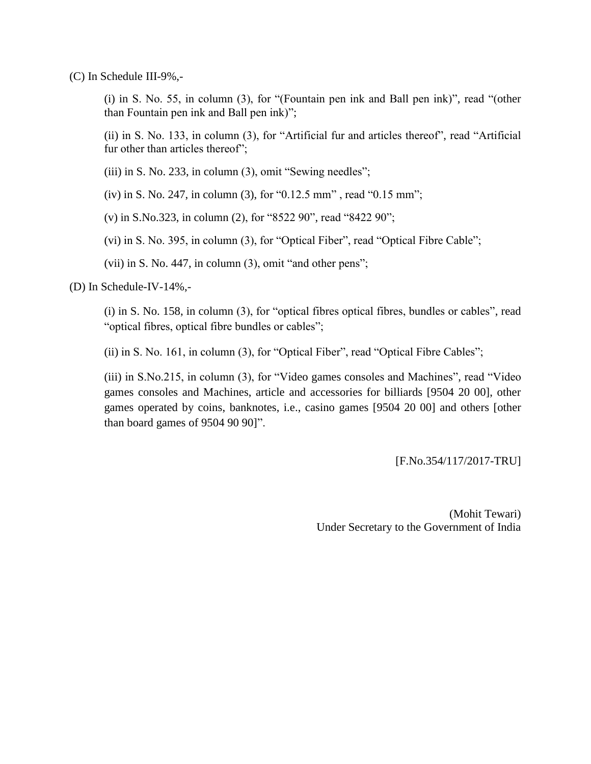(C) In Schedule III-9%,-

(i) in S. No. 55, in column (3), for "(Fountain pen ink and Ball pen ink)", read "(other than Fountain pen ink and Ball pen ink)";

(ii) in S. No. 133, in column (3), for "Artificial fur and articles thereof", read "Artificial fur other than articles thereof";

(iii) in S. No. 233, in column (3), omit "Sewing needles";

(iv) in S. No. 247, in column (3), for "0.12.5 mm" , read "0.15 mm";

(v) in S.No.323, in column (2), for "8522 90", read "8422 90";

(vi) in S. No. 395, in column (3), for "Optical Fiber", read "Optical Fibre Cable";

(vii) in S. No. 447, in column (3), omit "and other pens";

(D) In Schedule-IV-14%,-

(i) in S. No. 158, in column (3), for "optical fibres optical fibres, bundles or cables", read "optical fibres, optical fibre bundles or cables";

(ii) in S. No. 161, in column (3), for "Optical Fiber", read "Optical Fibre Cables";

(iii) in S.No.215, in column (3), for "Video games consoles and Machines", read "Video games consoles and Machines, article and accessories for billiards [9504 20 00], other games operated by coins, banknotes, i.e., casino games [9504 20 00] and others [other than board games of 9504 90 90]".

[F.No.354/117/2017-TRU]

(Mohit Tewari)
Under Secretary to the Government of India